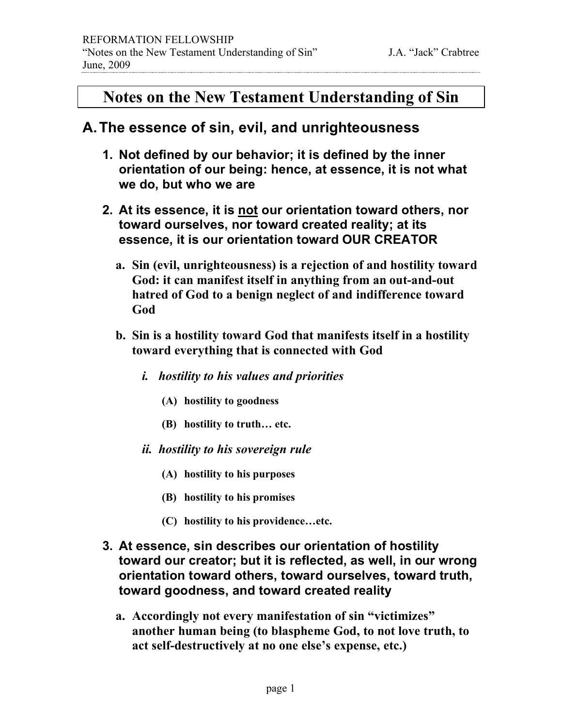# Notes on the New Testament Understanding of Sin

## A. The essence of sin, evil, and unrighteousness

1. **Not defined by our behavior; it is defined by the inner orientation of our being: hence, at essence, it is not what we do, but who we are**

2. **At its essence, it is <u>not</u> our orientation toward others, nor toward ourselves, nor toward created reality; at its essence, it is our orientation toward OUR CREATOR**

   a. **Sin (evil, unrighteousness) is a rejection of and hostility toward God: it can manifest itself in anything from an out-and-out hatred of God to a benign neglect of and indifference toward God**

   b. **Sin is a hostility toward God that manifests itself in a hostility toward everything that is connected with God**

      i. ***hostility to his values and priorities***

         (A) **hostility to goodness**

         (B) **hostility to truth… etc.**

      ii. ***hostility to his sovereign rule***

         (A) **hostility to his purposes**

         (B) **hostility to his promises**

         (C) **hostility to his providence…etc.**

3. **At essence, sin describes our orientation of hostility toward our creator; but it is reflected, as well, in our wrong orientation toward others, toward ourselves, toward truth, toward goodness, and toward created reality**

   a. **Accordingly not every manifestation of sin "victimizes" another human being (to blaspheme God, to not love truth, to act self-destructively at no one else's expense, etc.)**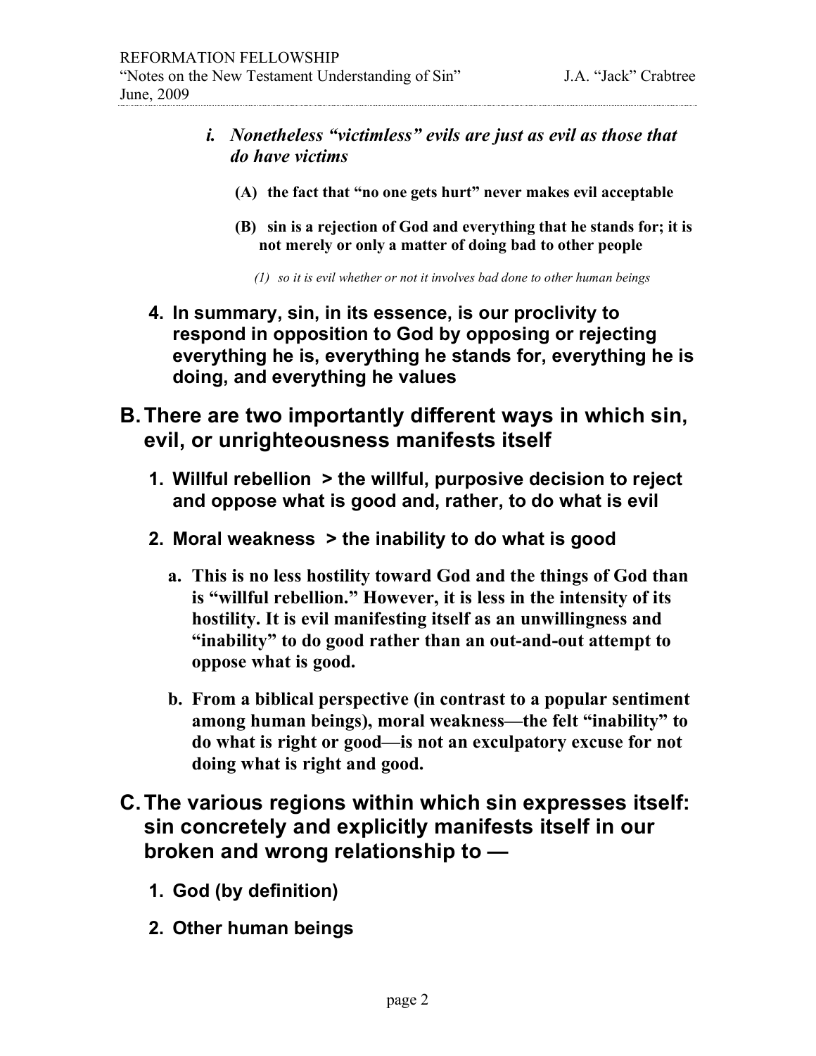*i. Nonetheless "victimless" evils are just as evil as those that do have victims*

**(A) the fact that "no one gets hurt" never makes evil acceptable**

**(B) sin is a rejection of God and everything that he stands for; it is not merely or only a matter of doing bad to other people**

*(1) so it is evil whether or not it involves bad done to other human beings*

**4. In summary, sin, in its essence, is our proclivity to respond in opposition to God by opposing or rejecting everything he is, everything he stands for, everything he is doing, and everything he values**

## B. There are two importantly different ways in which sin, evil, or unrighteousness manifests itself

**1. Willful rebellion > the willful, purposive decision to reject and oppose what is good and, rather, to do what is evil**

**2. Moral weakness > the inability to do what is good**

**a. This is no less hostility toward God and the things of God than is "willful rebellion." However, it is less in the intensity of its hostility. It is evil manifesting itself as an unwillingness and "inability" to do good rather than an out-and-out attempt to oppose what is good.**

**b. From a biblical perspective (in contrast to a popular sentiment among human beings), moral weakness—the felt "inability" to do what is right or good—is not an exculpatory excuse for not doing what is right and good.**

## C. The various regions within which sin expresses itself: sin concretely and explicitly manifests itself in our broken and wrong relationship to —

**1. God (by definition)**

**2. Other human beings**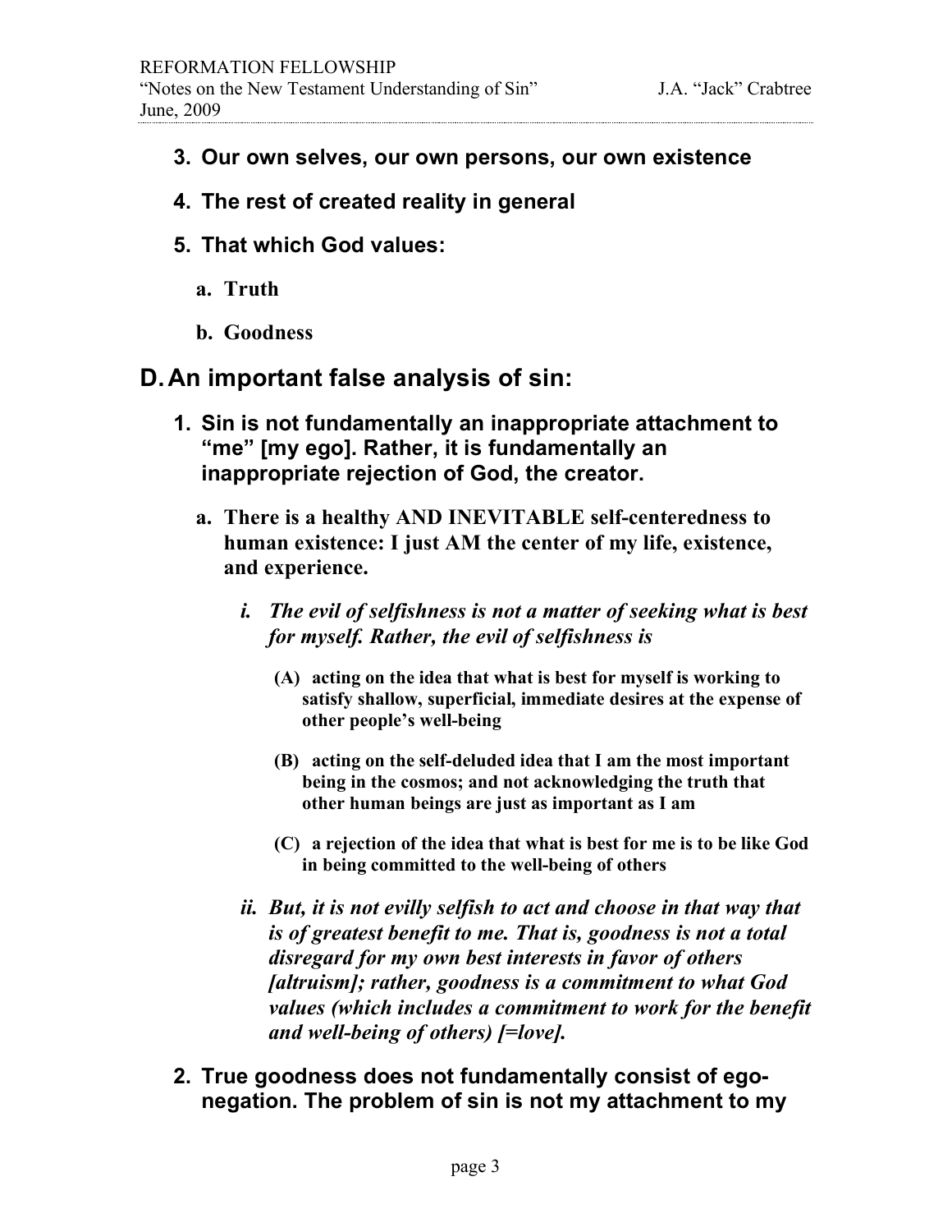3. **Our own selves, our own persons, our own existence**

4. **The rest of created reality in general**

5. **That which God values:**

   a. **Truth**

   b. **Goodness**

## D. An important false analysis of sin:

1. **Sin is not fundamentally an inappropriate attachment to "me" [my ego]. Rather, it is fundamentally an inappropriate rejection of God, the creator.**

   a. **There is a healthy AND INEVITABLE self-centeredness to human existence: I just AM the center of my life, existence, and experience.**

      i. ***The evil of selfishness is not a matter of seeking what is best for myself. Rather, the evil of selfishness is***

         **(A) acting on the idea that what is best for myself is working to satisfy shallow, superficial, immediate desires at the expense of other people's well-being**

         **(B) acting on the self-deluded idea that I am the most important being in the cosmos; and not acknowledging the truth that other human beings are just as important as I am**

         **(C) a rejection of the idea that what is best for me is to be like God in being committed to the well-being of others**

      ii. ***But, it is not evilly selfish to act and choose in that way that is of greatest benefit to me. That is, goodness is not a total disregard for my own best interests in favor of others [altruism]; rather, goodness is a commitment to what God values (which includes a commitment to work for the benefit and well-being of others) [=love].***

2. **True goodness does not fundamentally consist of ego-negation. The problem of sin is not my attachment to my**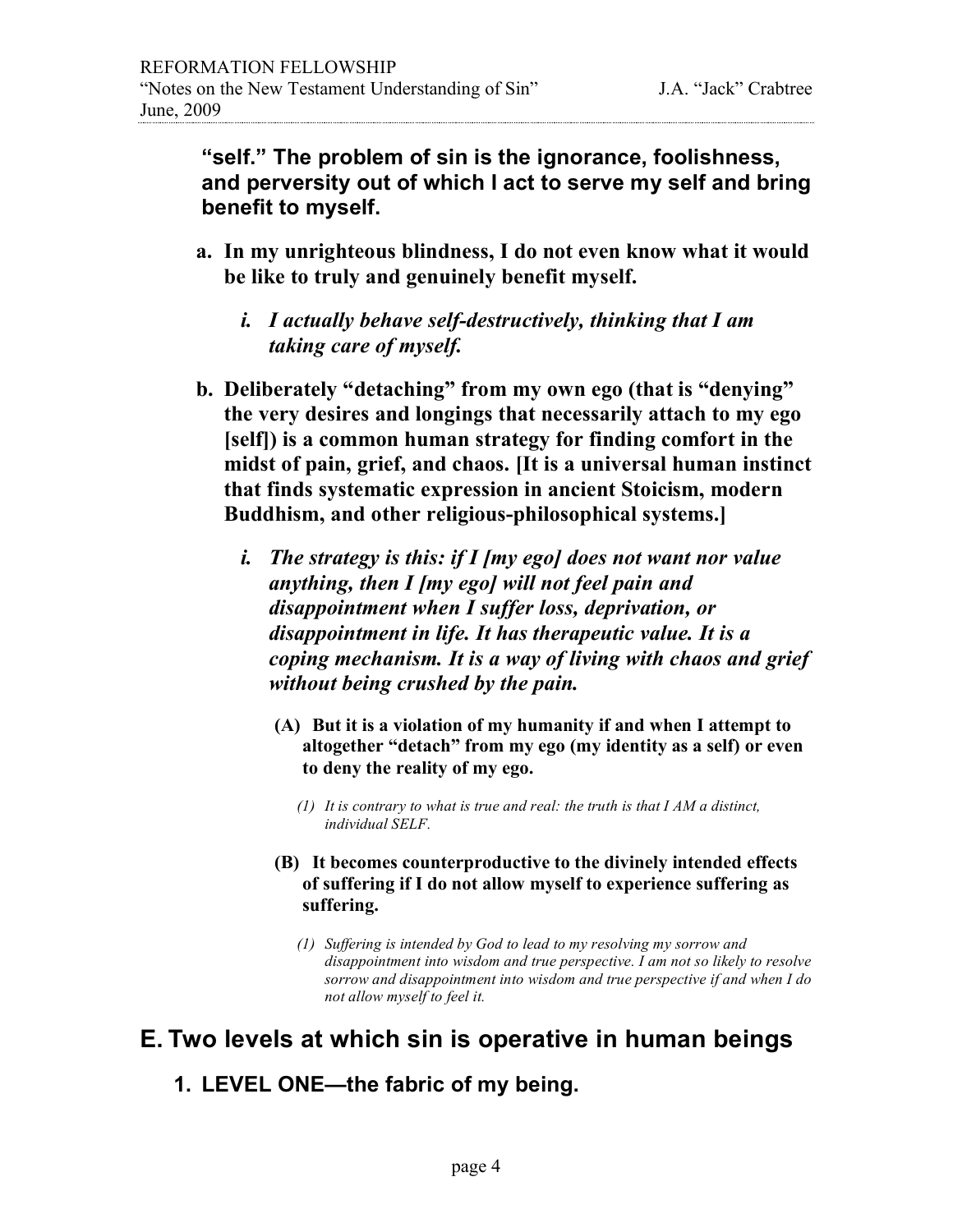**"self." The problem of sin is the ignorance, foolishness, and perversity out of which I act to serve my self and bring benefit to myself.**

**a. In my unrighteous blindness, I do not even know what it would be like to truly and genuinely benefit myself.**

***i. I actually behave self-destructively, thinking that I am taking care of myself.***

**b. Deliberately "detaching" from my own ego (that is "denying" the very desires and longings that necessarily attach to my ego [self]) is a common human strategy for finding comfort in the midst of pain, grief, and chaos. [It is a universal human instinct that finds systematic expression in ancient Stoicism, modern Buddhism, and other religious-philosophical systems.]**

***i. The strategy is this: if I [my ego] does not want nor value anything, then I [my ego] will not feel pain and disappointment when I suffer loss, deprivation, or disappointment in life. It has therapeutic value. It is a coping mechanism. It is a way of living with chaos and grief without being crushed by the pain.***

**(A) But it is a violation of my humanity if and when I attempt to altogether "detach" from my ego (my identity as a self) or even to deny the reality of my ego.**

*(1) It is contrary to what is true and real: the truth is that I AM a distinct, individual SELF.*

**(B) It becomes counterproductive to the divinely intended effects of suffering if I do not allow myself to experience suffering as suffering.**

*(1) Suffering is intended by God to lead to my resolving my sorrow and disappointment into wisdom and true perspective. I am not so likely to resolve sorrow and disappointment into wisdom and true perspective if and when I do not allow myself to feel it.*

## E. Two levels at which sin is operative in human beings

### 1. LEVEL ONE—the fabric of my being.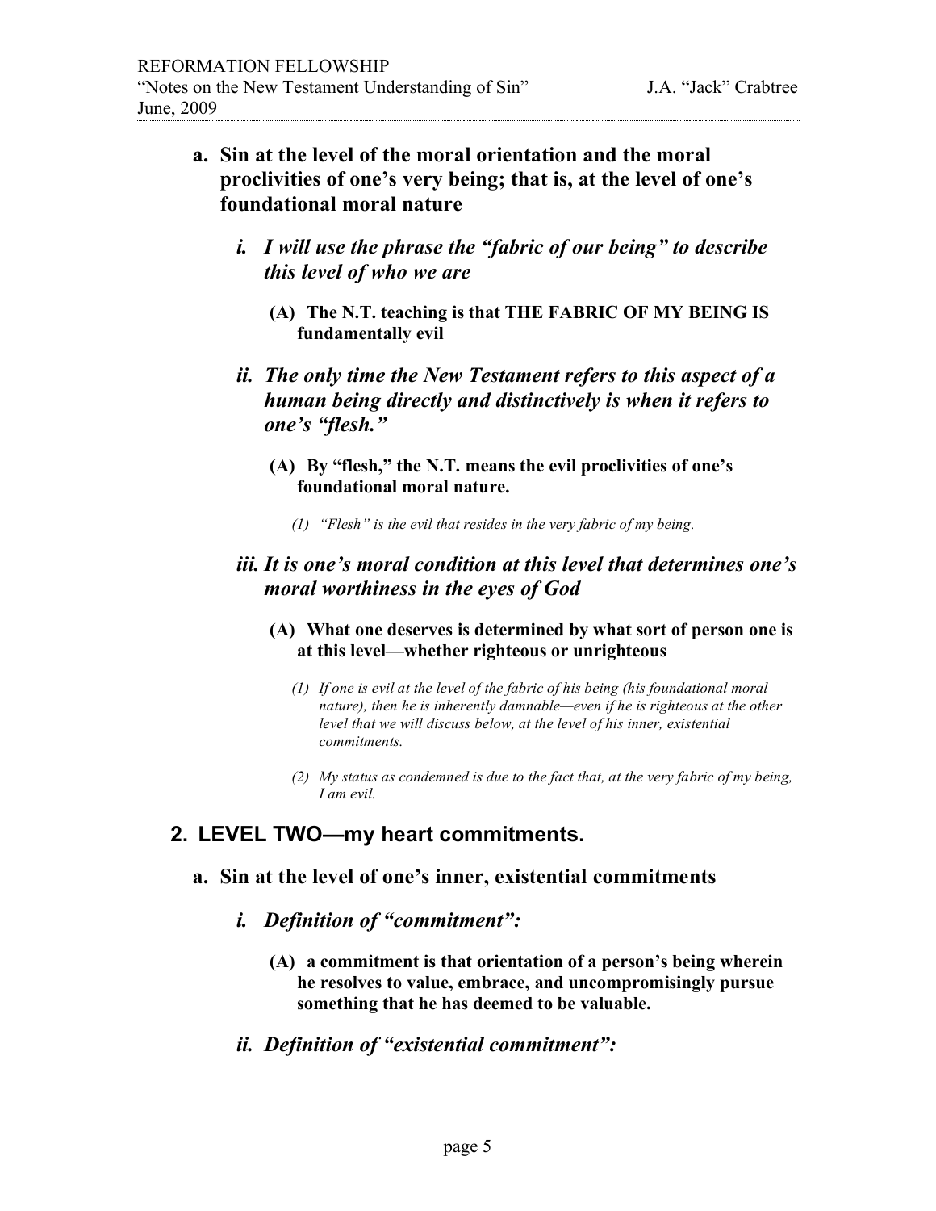**a. Sin at the level of the moral orientation and the moral proclivities of one's very being; that is, at the level of one's foundational moral nature**

*i. I will use the phrase the "fabric of our being" to describe this level of who we are*

**(A) The N.T. teaching is that THE FABRIC OF MY BEING IS fundamentally evil**

*ii. The only time the New Testament refers to this aspect of a human being directly and distinctively is when it refers to one's "flesh."*

**(A) By "flesh," the N.T. means the evil proclivities of one's foundational moral nature.**

*(1) "Flesh" is the evil that resides in the very fabric of my being.*

*iii. It is one's moral condition at this level that determines one's moral worthiness in the eyes of God*

**(A) What one deserves is determined by what sort of person one is at this level—whether righteous or unrighteous**

*(1) If one is evil at the level of the fabric of his being (his foundational moral nature), then he is inherently damnable—even if he is righteous at the other level that we will discuss below, at the level of his inner, existential commitments.*

*(2) My status as condemned is due to the fact that, at the very fabric of my being, I am evil.*

## 2. LEVEL TWO—my heart commitments.

**a. Sin at the level of one's inner, existential commitments**

*i. Definition of "commitment":*

**(A) a commitment is that orientation of a person's being wherein he resolves to value, embrace, and uncompromisingly pursue something that he has deemed to be valuable.**

*ii. Definition of "existential commitment":*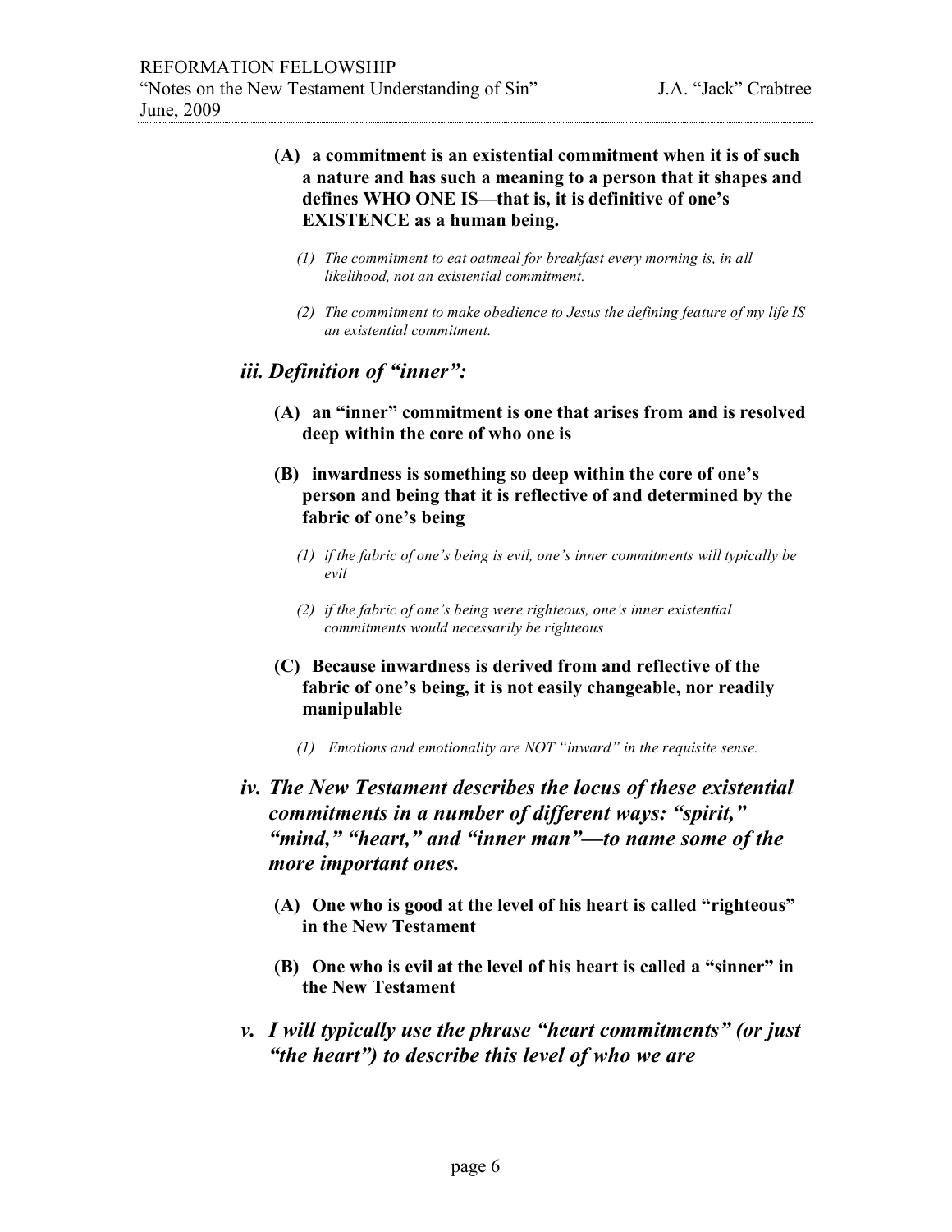- **(A) a commitment is an existential commitment when it is of such a nature and has such a meaning to a person that it shapes and defines WHO ONE IS—that is, it is definitive of one's EXISTENCE as a human being.**
  - *(1) The commitment to eat oatmeal for breakfast every morning is, in all likelihood, not an existential commitment.*
  - *(2) The commitment to make obedience to Jesus the defining feature of my life IS an existential commitment.*

### *iii. Definition of "inner":*

- **(A) an "inner" commitment is one that arises from and is resolved deep within the core of who one is**
- **(B) inwardness is something so deep within the core of one's person and being that it is reflective of and determined by the fabric of one's being**
  - *(1) if the fabric of one's being is evil, one's inner commitments will typically be evil*
  - *(2) if the fabric of one's being were righteous, one's inner existential commitments would necessarily be righteous*
- **(C) Because inwardness is derived from and reflective of the fabric of one's being, it is not easily changeable, nor readily manipulable**
  - *(1) Emotions and emotionality are NOT "inward" in the requisite sense.*

### *iv. The New Testament describes the locus of these existential commitments in a number of different ways: "spirit," "mind," "heart," and "inner man"—to name some of the more important ones.*

- **(A) One who is good at the level of his heart is called "righteous" in the New Testament**
- **(B) One who is evil at the level of his heart is called a "sinner" in the New Testament**

### *v. I will typically use the phrase "heart commitments" (or just "the heart") to describe this level of who we are*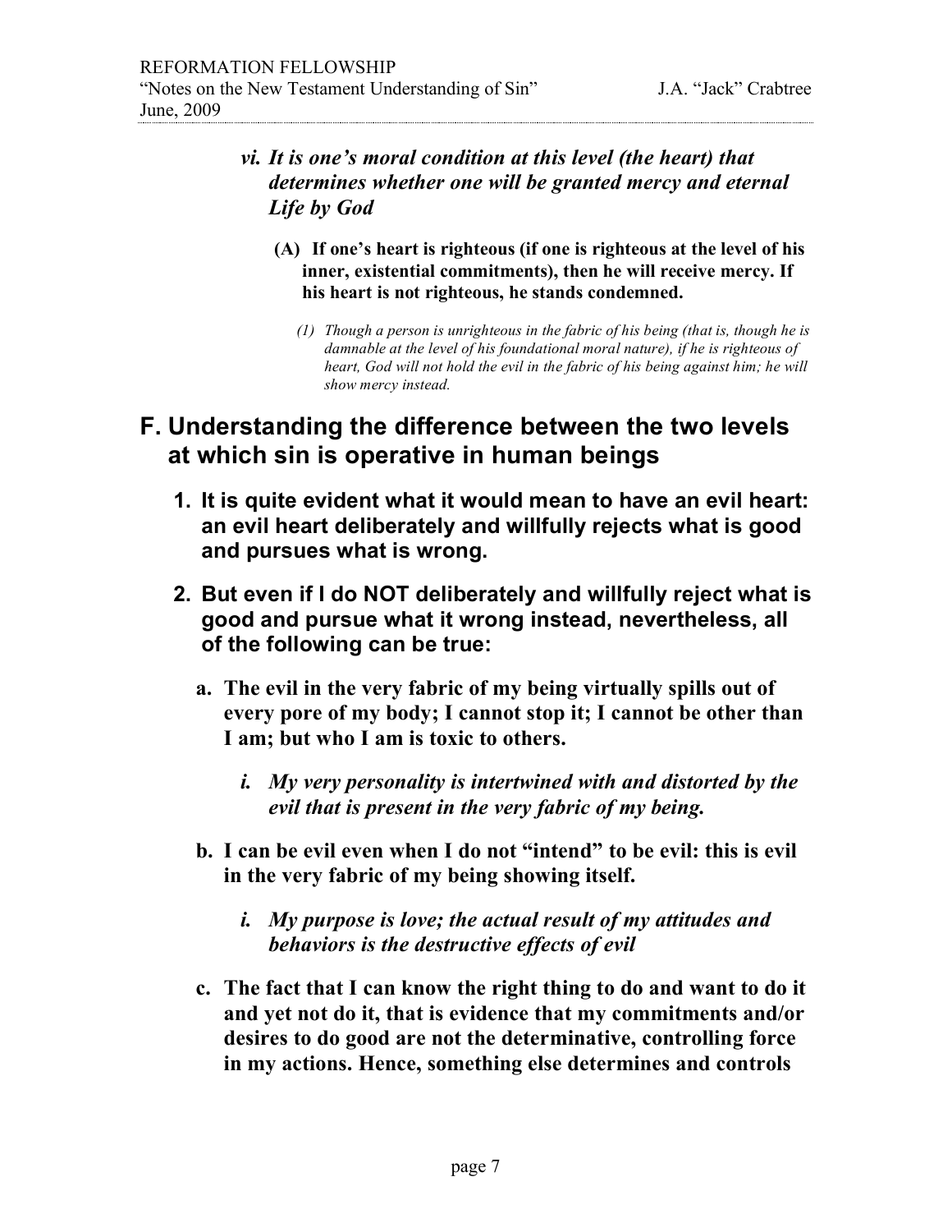***vi. It is one's moral condition at this level (the heart) that determines whether one will be granted mercy and eternal Life by God***

**(A) If one's heart is righteous (if one is righteous at the level of his inner, existential commitments), then he will receive mercy. If his heart is not righteous, he stands condemned.**

*(1) Though a person is unrighteous in the fabric of his being (that is, though he is damnable at the level of his foundational moral nature), if he is righteous of heart, God will not hold the evil in the fabric of his being against him; he will show mercy instead.*

## F. Understanding the difference between the two levels at which sin is operative in human beings

**1. It is quite evident what it would mean to have an evil heart: an evil heart deliberately and willfully rejects what is good and pursues what is wrong.**

**2. But even if I do NOT deliberately and willfully reject what is good and pursue what it wrong instead, nevertheless, all of the following can be true:**

**a. The evil in the very fabric of my being virtually spills out of every pore of my body; I cannot stop it; I cannot be other than I am; but who I am is toxic to others.**

***i. My very personality is intertwined with and distorted by the evil that is present in the very fabric of my being.***

**b. I can be evil even when I do not "intend" to be evil: this is evil in the very fabric of my being showing itself.**

***i. My purpose is love; the actual result of my attitudes and behaviors is the destructive effects of evil***

**c. The fact that I can know the right thing to do and want to do it and yet not do it, that is evidence that my commitments and/or desires to do good are not the determinative, controlling force in my actions. Hence, something else determines and controls**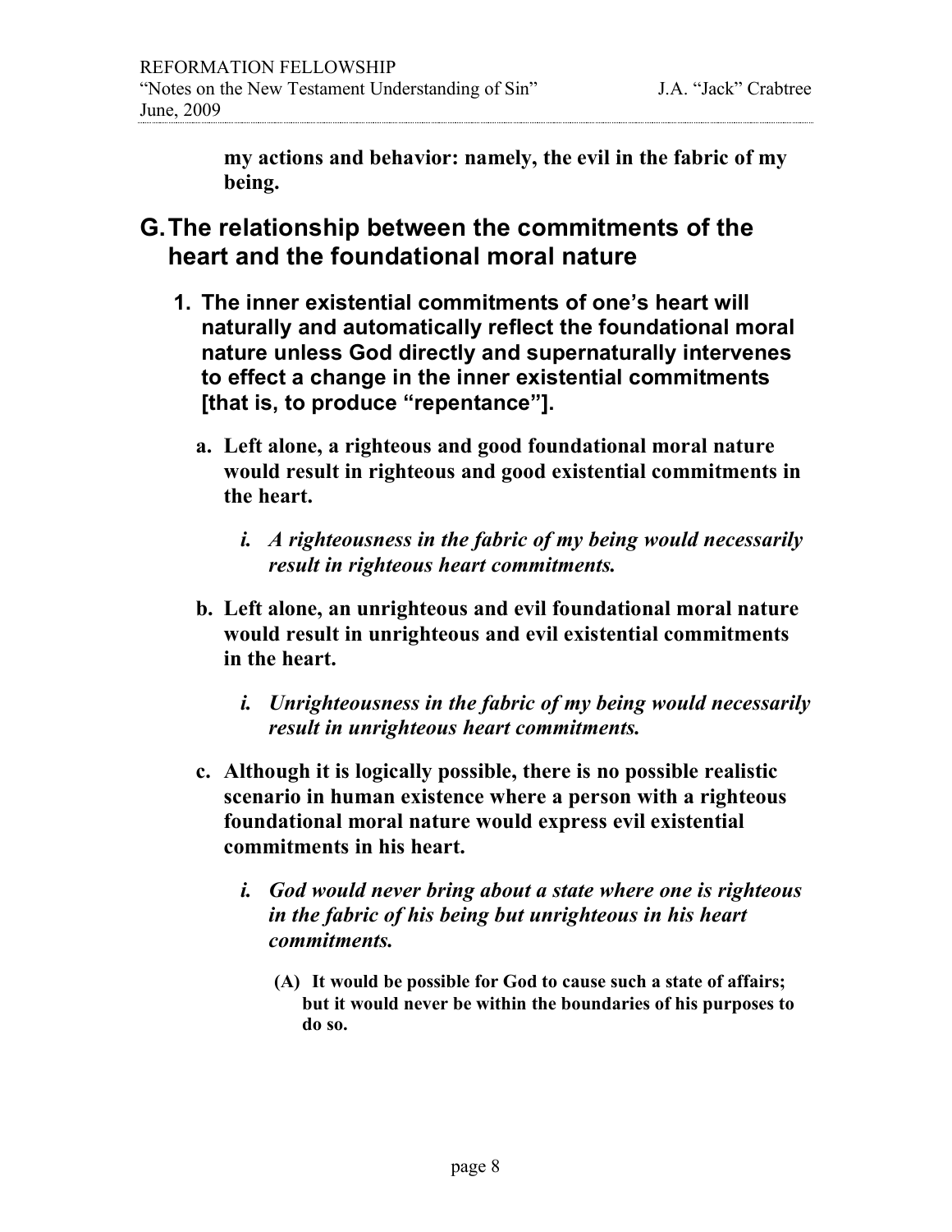**my actions and behavior: namely, the evil in the fabric of my being.**

## G. The relationship between the commitments of the heart and the foundational moral nature

### 1. The inner existential commitments of one's heart will naturally and automatically reflect the foundational moral nature unless God directly and supernaturally intervenes to effect a change in the inner existential commitments [that is, to produce "repentance"].

**a. Left alone, a righteous and good foundational moral nature would result in righteous and good existential commitments in the heart.**

***i. A righteousness in the fabric of my being would necessarily result in righteous heart commitments.***

**b. Left alone, an unrighteous and evil foundational moral nature would result in unrighteous and evil existential commitments in the heart.**

***i. Unrighteousness in the fabric of my being would necessarily result in unrighteous heart commitments.***

**c. Although it is logically possible, there is no possible realistic scenario in human existence where a person with a righteous foundational moral nature would express evil existential commitments in his heart.**

***i. God would never bring about a state where one is righteous in the fabric of his being but unrighteous in his heart commitments.***

**(A) It would be possible for God to cause such a state of affairs; but it would never be within the boundaries of his purposes to do so.**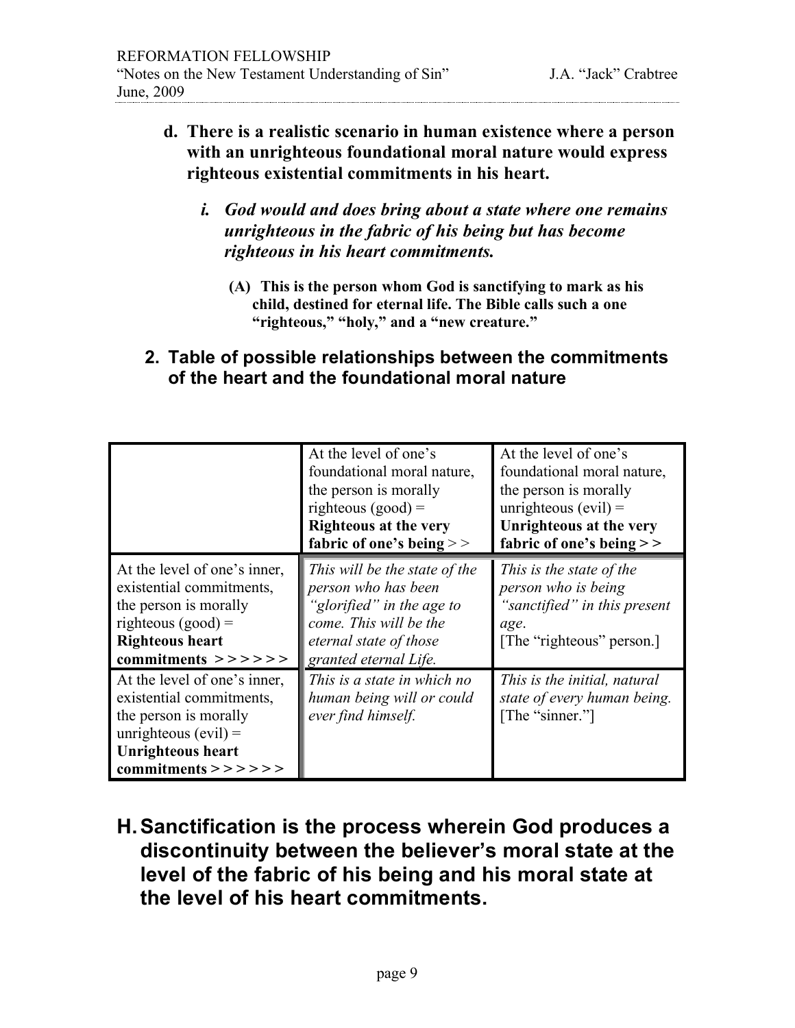**d. There is a realistic scenario in human existence where a person with an unrighteous foundational moral nature would express righteous existential commitments in his heart.**

***i. God would and does bring about a state where one remains unrighteous in the fabric of his being but has become righteous in his heart commitments.***

**(A) This is the person whom God is sanctifying to mark as his child, destined for eternal life. The Bible calls such a one "righteous," "holy," and a "new creature."**

## 2. Table of possible relationships between the commitments of the heart and the foundational moral nature

| | At the level of one's foundational moral nature, the person is morally righteous (good) = **Righteous at the very fabric of one's being > >** | At the level of one's foundational moral nature, the person is morally unrighteous (evil) = **Unrighteous at the very fabric of one's being > >** |
|---|---|---|
| At the level of one's inner, existential commitments, the person is morally righteous (good) = **Righteous heart commitments > > > > > >** | *This will be the state of the person who has been "glorified" in the age to come. This will be the eternal state of those granted eternal Life.* | *This is the state of the person who is being "sanctified" in this present age.* [The "righteous" person.] |
| At the level of one's inner, existential commitments, the person is morally unrighteous (evil) = **Unrighteous heart commitments > > > > > >** | *This is a state in which no human being will or could ever find himself.* | *This is the initial, natural state of every human being.* [The "sinner."] |

# H. Sanctification is the process wherein God produces a discontinuity between the believer's moral state at the level of the fabric of his being and his moral state at the level of his heart commitments.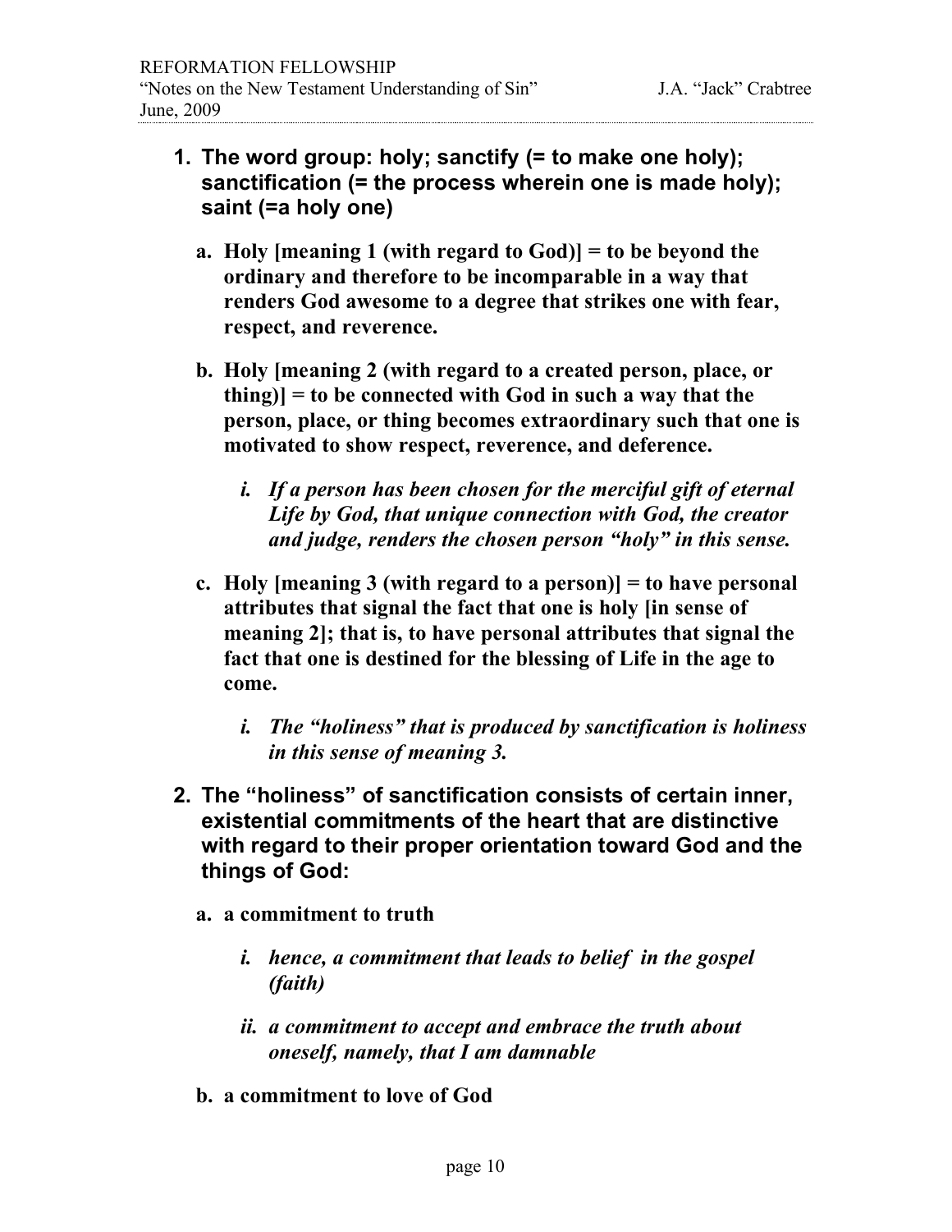1. **The word group: holy; sanctify (= to make one holy); sanctification (= the process wherein one is made holy); saint (=a holy one)**

   a. **Holy [meaning 1 (with regard to God)] = to be beyond the ordinary and therefore to be incomparable in a way that renders God awesome to a degree that strikes one with fear, respect, and reverence.**

   b. **Holy [meaning 2 (with regard to a created person, place, or thing)] = to be connected with God in such a way that the person, place, or thing becomes extraordinary such that one is motivated to show respect, reverence, and deference.**

      i. ***If a person has been chosen for the merciful gift of eternal Life by God, that unique connection with God, the creator and judge, renders the chosen person "holy" in this sense.***

   c. **Holy [meaning 3 (with regard to a person)] = to have personal attributes that signal the fact that one is holy [in sense of meaning 2]; that is, to have personal attributes that signal the fact that one is destined for the blessing of Life in the age to come.**

      i. ***The "holiness" that is produced by sanctification is holiness in this sense of meaning 3.***

2. **The "holiness" of sanctification consists of certain inner, existential commitments of the heart that are distinctive with regard to their proper orientation toward God and the things of God:**

   a. **a commitment to truth**

      i. ***hence, a commitment that leads to belief in the gospel (faith)***

      ii. ***a commitment to accept and embrace the truth about oneself, namely, that I am damnable***

   b. **a commitment to love of God**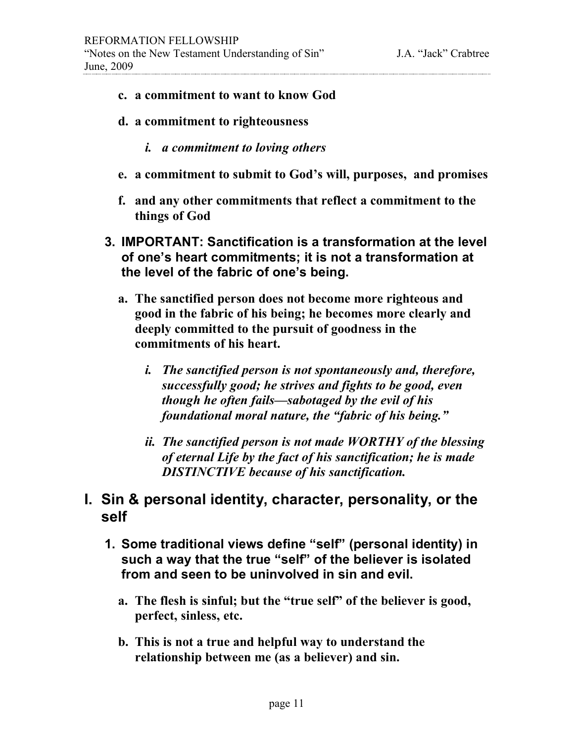- **c. a commitment to want to know God**
- **d. a commitment to righteousness**
  - ***i. a commitment to loving others***
- **e. a commitment to submit to God's will, purposes, and promises**
- **f. and any other commitments that reflect a commitment to the things of God**

**3. IMPORTANT: Sanctification is a transformation at the level of one's heart commitments; it is not a transformation at the level of the fabric of one's being.**

- **a. The sanctified person does not become more righteous and good in the fabric of his being; he becomes more clearly and deeply committed to the pursuit of goodness in the commitments of his heart.**
  - ***i. The sanctified person is not spontaneously and, therefore, successfully good; he strives and fights to be good, even though he often fails—sabotaged by the evil of his foundational moral nature, the "fabric of his being."***
  - ***ii. The sanctified person is not made WORTHY of the blessing of eternal Life by the fact of his sanctification; he is made DISTINCTIVE because of his sanctification.***

## I. Sin & personal identity, character, personality, or the self

**1. Some traditional views define "self" (personal identity) in such a way that the true "self" of the believer is isolated from and seen to be uninvolved in sin and evil.**

- **a. The flesh is sinful; but the "true self" of the believer is good, perfect, sinless, etc.**
- **b. This is not a true and helpful way to understand the relationship between me (as a believer) and sin.**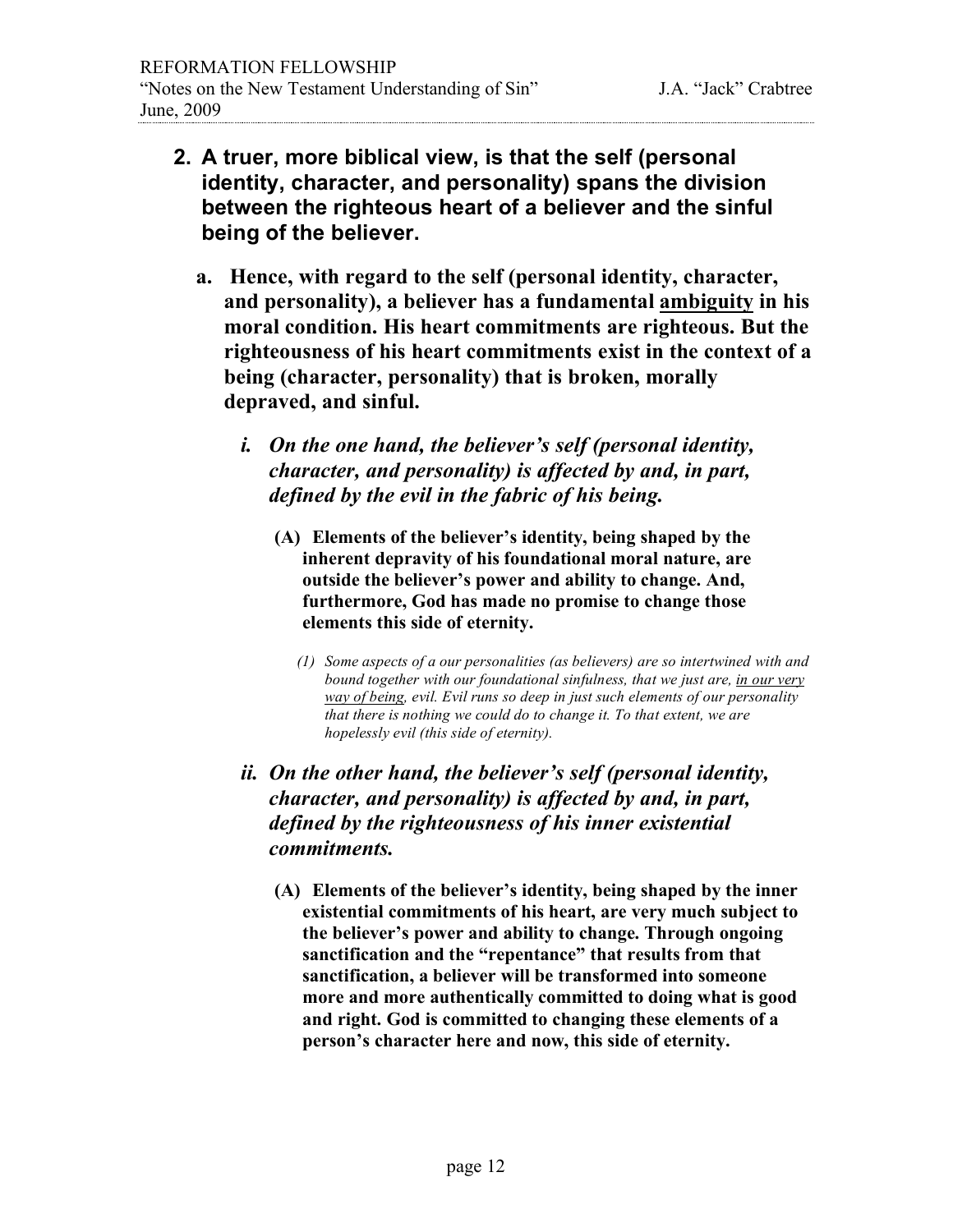**2. A truer, more biblical view, is that the self (personal identity, character, and personality) spans the division between the righteous heart of a believer and the sinful being of the believer.**

   **a. Hence, with regard to the self (personal identity, character, and personality), a believer has a fundamental <u>ambiguity</u> in his moral condition. His heart commitments are righteous. But the righteousness of his heart commitments exist in the context of a being (character, personality) that is broken, morally depraved, and sinful.**

      ***i. On the one hand, the believer's self (personal identity, character, and personality) is affected by and, in part, defined by the evil in the fabric of his being.***

         **(A) Elements of the believer's identity, being shaped by the inherent depravity of his foundational moral nature, are outside the believer's power and ability to change. And, furthermore, God has made no promise to change those elements this side of eternity.**

            *(1) Some aspects of a our personalities (as believers) are so intertwined with and bound together with our foundational sinfulness, that we just are, <u>in our very way of being</u>, evil. Evil runs so deep in just such elements of our personality that there is nothing we could do to change it. To that extent, we are hopelessly evil (this side of eternity).*

      ***ii. On the other hand, the believer's self (personal identity, character, and personality) is affected by and, in part, defined by the righteousness of his inner existential commitments.***

         **(A) Elements of the believer's identity, being shaped by the inner existential commitments of his heart, are very much subject to the believer's power and ability to change. Through ongoing sanctification and the "repentance" that results from that sanctification, a believer will be transformed into someone more and more authentically committed to doing what is good and right. God is committed to changing these elements of a person's character here and now, this side of eternity.**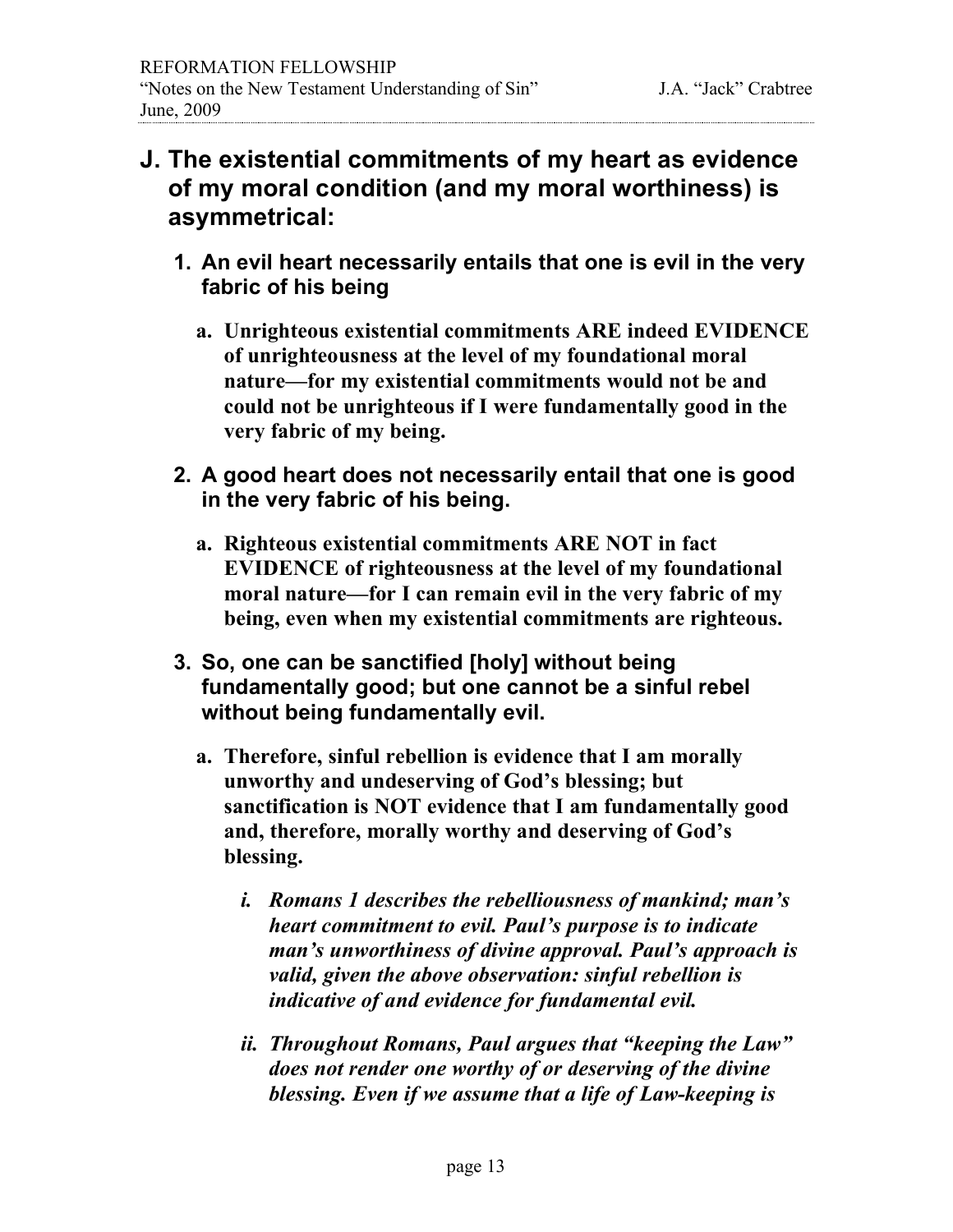## J. The existential commitments of my heart as evidence of my moral condition (and my moral worthiness) is asymmetrical:

### 1. An evil heart necessarily entails that one is evil in the very fabric of his being

a. **Unrighteous existential commitments ARE indeed EVIDENCE of unrighteousness at the level of my foundational moral nature—for my existential commitments would not be and could not be unrighteous if I were fundamentally good in the very fabric of my being.**

### 2. A good heart does not necessarily entail that one is good in the very fabric of his being.

a. **Righteous existential commitments ARE NOT in fact EVIDENCE of righteousness at the level of my foundational moral nature—for I can remain evil in the very fabric of my being, even when my existential commitments are righteous.**

### 3. So, one can be sanctified [holy] without being fundamentally good; but one cannot be a sinful rebel without being fundamentally evil.

a. **Therefore, sinful rebellion is evidence that I am morally unworthy and undeserving of God's blessing; but sanctification is NOT evidence that I am fundamentally good and, therefore, morally worthy and deserving of God's blessing.**

i. ***Romans 1 describes the rebelliousness of mankind; man's heart commitment to evil. Paul's purpose is to indicate man's unworthiness of divine approval. Paul's approach is valid, given the above observation: sinful rebellion is indicative of and evidence for fundamental evil.***

ii. ***Throughout Romans, Paul argues that "keeping the Law" does not render one worthy of or deserving of the divine blessing. Even if we assume that a life of Law-keeping is***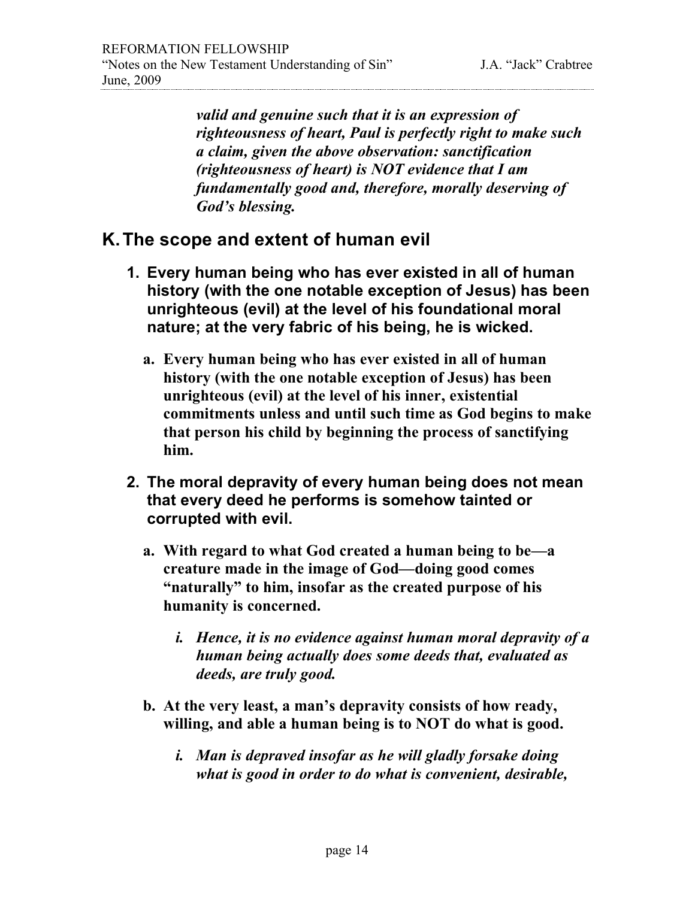***valid and genuine such that it is an expression of righteousness of heart, Paul is perfectly right to make such a claim, given the above observation: sanctification (righteousness of heart) is NOT evidence that I am fundamentally good and, therefore, morally deserving of God's blessing.***

## K. The scope and extent of human evil

1. **Every human being who has ever existed in all of human history (with the one notable exception of Jesus) has been unrighteous (evil) at the level of his foundational moral nature; at the very fabric of his being, he is wicked.**

   a. **Every human being who has ever existed in all of human history (with the one notable exception of Jesus) has been unrighteous (evil) at the level of his inner, existential commitments unless and until such time as God begins to make that person his child by beginning the process of sanctifying him.**

2. **The moral depravity of every human being does not mean that every deed he performs is somehow tainted or corrupted with evil.**

   a. **With regard to what God created a human being to be—a creature made in the image of God—doing good comes "naturally" to him, insofar as the created purpose of his humanity is concerned.**

      i. ***Hence, it is no evidence against human moral depravity of a human being actually does some deeds that, evaluated as deeds, are truly good.***

   b. **At the very least, a man's depravity consists of how ready, willing, and able a human being is to NOT do what is good.**

      i. ***Man is depraved insofar as he will gladly forsake doing what is good in order to do what is convenient, desirable,***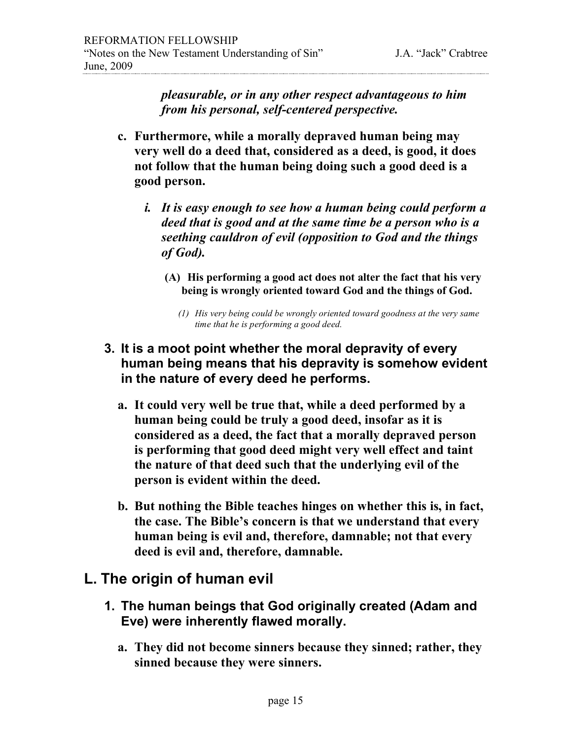***pleasurable, or in any other respect advantageous to him from his personal, self-centered perspective.***

**c. Furthermore, while a morally depraved human being may very well do a deed that, considered as a deed, is good, it does not follow that the human being doing such a good deed is a good person.**

***i. It is easy enough to see how a human being could perform a deed that is good and at the same time be a person who is a seething cauldron of evil (opposition to God and the things of God).***

**(A) His performing a good act does not alter the fact that his very being is wrongly oriented toward God and the things of God.**

*(1) His very being could be wrongly oriented toward goodness at the very same time that he is performing a good deed.*

**3. It is a moot point whether the moral depravity of every human being means that his depravity is somehow evident in the nature of every deed he performs.**

**a. It could very well be true that, while a deed performed by a human being could be truly a good deed, insofar as it is considered as a deed, the fact that a morally depraved person is performing that good deed might very well effect and taint the nature of that deed such that the underlying evil of the person is evident within the deed.**

**b. But nothing the Bible teaches hinges on whether this is, in fact, the case. The Bible's concern is that we understand that every human being is evil and, therefore, damnable; not that every deed is evil and, therefore, damnable.**

## L. The origin of human evil

**1. The human beings that God originally created (Adam and Eve) were inherently flawed morally.**

**a. They did not become sinners because they sinned; rather, they sinned because they were sinners.**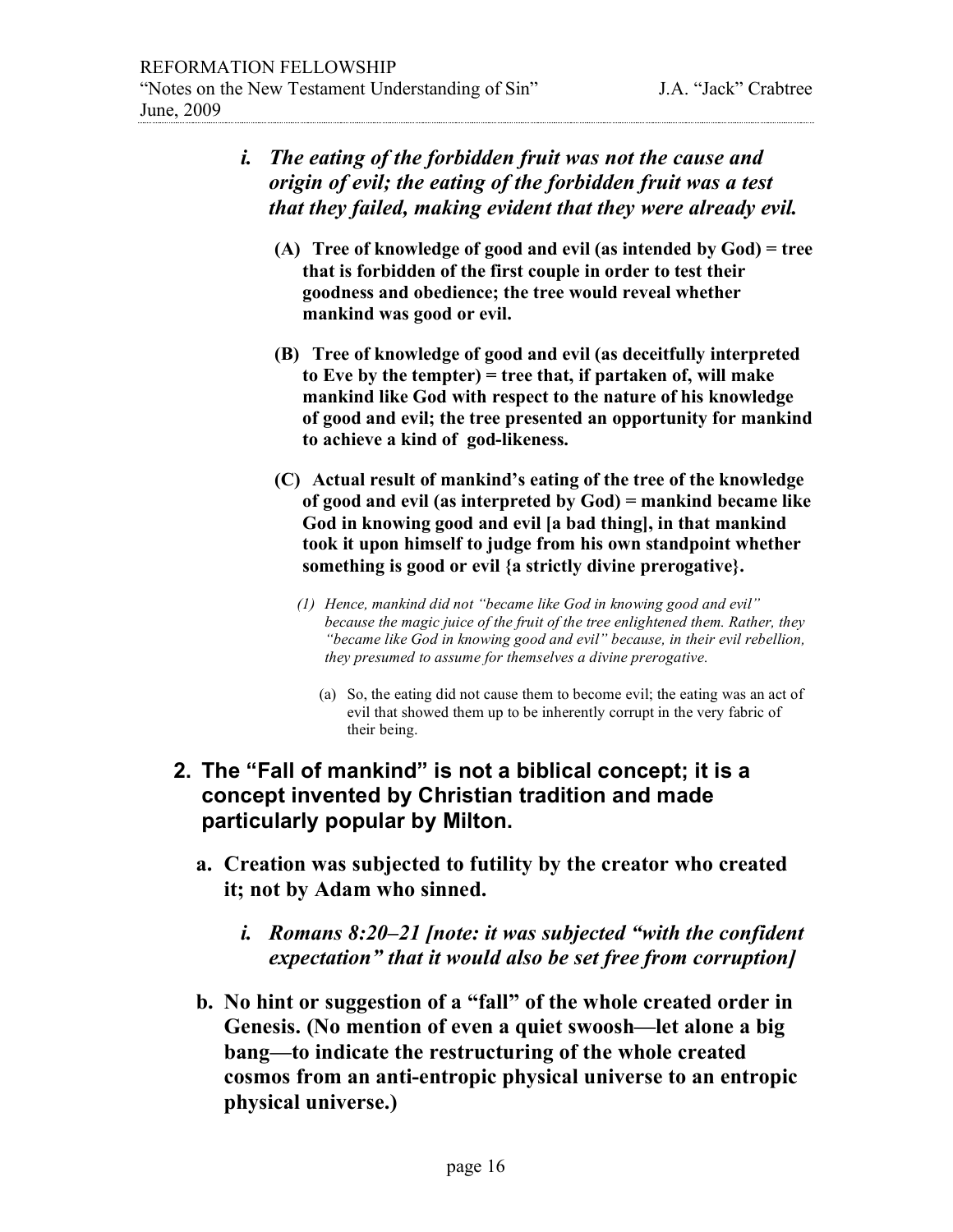- ***i. The eating of the forbidden fruit was not the cause and origin of evil; the eating of the forbidden fruit was a test that they failed, making evident that they were already evil.***
  - **(A) Tree of knowledge of good and evil (as intended by God) = tree that is forbidden of the first couple in order to test their goodness and obedience; the tree would reveal whether mankind was good or evil.**
  - **(B) Tree of knowledge of good and evil (as deceitfully interpreted to Eve by the tempter) = tree that, if partaken of, will make mankind like God with respect to the nature of his knowledge of good and evil; the tree presented an opportunity for mankind to achieve a kind of god-likeness.**
  - **(C) Actual result of mankind's eating of the tree of the knowledge of good and evil (as interpreted by God) = mankind became like God in knowing good and evil [a bad thing], in that mankind took it upon himself to judge from his own standpoint whether something is good or evil {a strictly divine prerogative}.**
    - *(1) Hence, mankind did not "became like God in knowing good and evil" because the magic juice of the fruit of the tree enlightened them. Rather, they "became like God in knowing good and evil" because, in their evil rebellion, they presumed to assume for themselves a divine prerogative.*
      - (a) So, the eating did not cause them to become evil; the eating was an act of evil that showed them up to be inherently corrupt in the very fabric of their being.

## 2. The "Fall of mankind" is not a biblical concept; it is a concept invented by Christian tradition and made particularly popular by Milton.

- **a. Creation was subjected to futility by the creator who created it; not by Adam who sinned.**
  - ***i. Romans 8:20–21 [note: it was subjected "with the confident expectation" that it would also be set free from corruption]***
- **b. No hint or suggestion of a "fall" of the whole created order in Genesis. (No mention of even a quiet swoosh—let alone a big bang—to indicate the restructuring of the whole created cosmos from an anti-entropic physical universe to an entropic physical universe.)**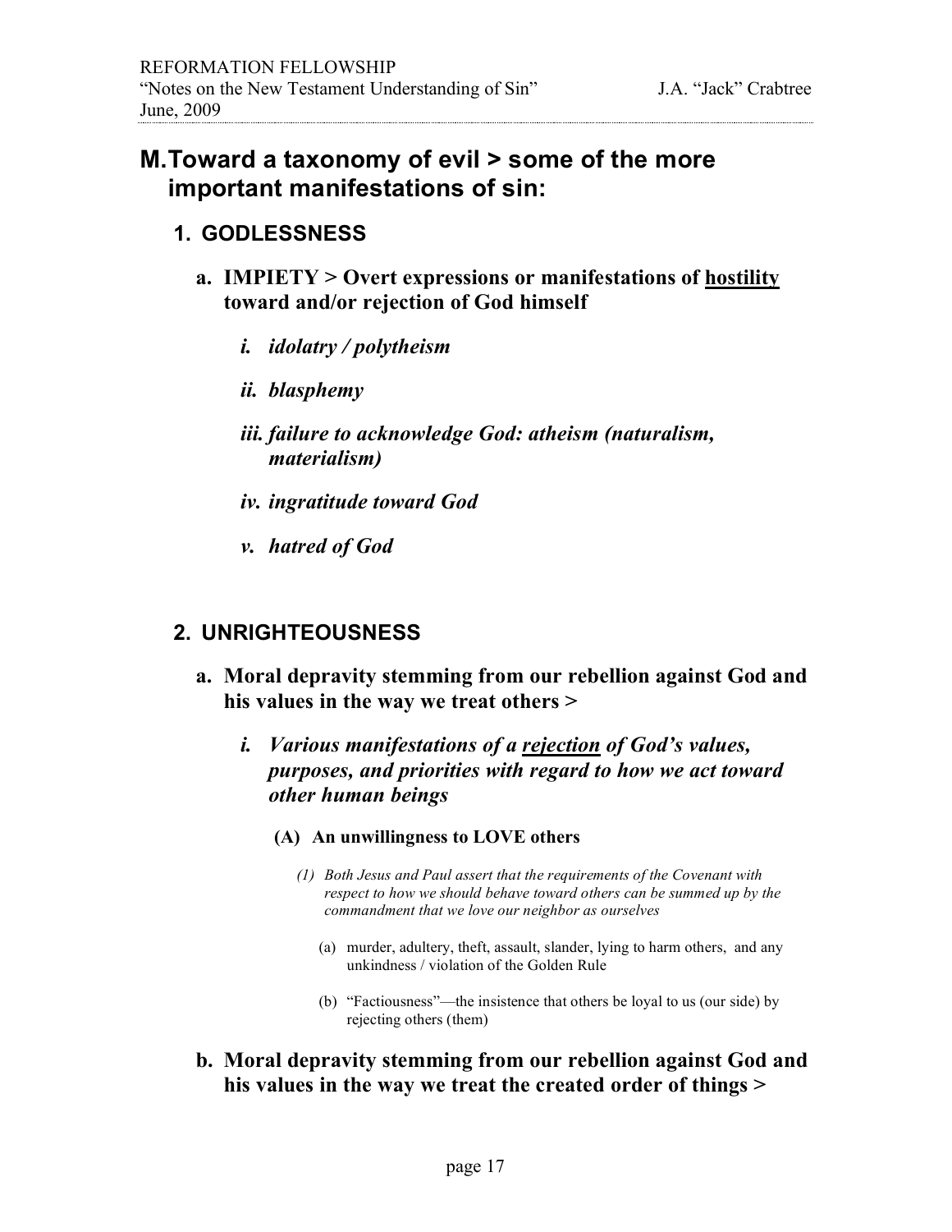## M. Toward a taxonomy of evil > some of the more important manifestations of sin:

### 1. GODLESSNESS

**a. IMPIETY > Overt expressions or manifestations of <u>hostility</u> toward and/or rejection of God himself**

- ***i. idolatry / polytheism***
- ***ii. blasphemy***
- ***iii. failure to acknowledge God: atheism (naturalism, materialism)***
- ***iv. ingratitude toward God***
- ***v. hatred of God***

### 2. UNRIGHTEOUSNESS

**a. Moral depravity stemming from our rebellion against God and his values in the way we treat others >**

- ***i. Various manifestations of a <u>rejection</u> of God's values, purposes, and priorities with regard to how we act toward other human beings***
  - **(A) An unwillingness to LOVE others**
    - *(1) Both Jesus and Paul assert that the requirements of the Covenant with respect to how we should behave toward others can be summed up by the commandment that we love our neighbor as ourselves*
      - (a) murder, adultery, theft, assault, slander, lying to harm others, and any unkindness / violation of the Golden Rule
      - (b) "Factiousness"—the insistence that others be loyal to us (our side) by rejecting others (them)

**b. Moral depravity stemming from our rebellion against God and his values in the way we treat the created order of things >**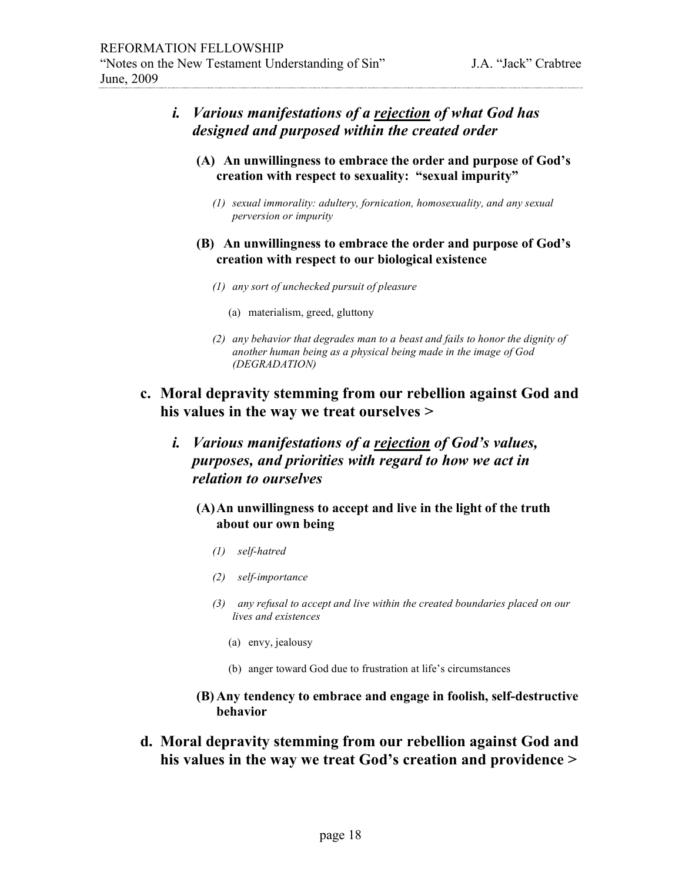### *i. Various manifestations of a <u>rejection</u> of what God has designed and purposed within the created order*

**(A) An unwillingness to embrace the order and purpose of God's creation with respect to sexuality: "sexual impurity"**

*(1) sexual immorality: adultery, fornication, homosexuality, and any sexual perversion or impurity*

**(B) An unwillingness to embrace the order and purpose of God's creation with respect to our biological existence**

*(1) any sort of unchecked pursuit of pleasure*

(a) materialism, greed, gluttony

*(2) any behavior that degrades man to a beast and fails to honor the dignity of another human being as a physical being made in the image of God (DEGRADATION)*

## c. Moral depravity stemming from our rebellion against God and his values in the way we treat ourselves >

### *i. Various manifestations of a <u>rejection</u> of God's values, purposes, and priorities with regard to how we act in relation to ourselves*

**(A) An unwillingness to accept and live in the light of the truth about our own being**

*(1) self-hatred*

*(2) self-importance*

*(3) any refusal to accept and live within the created boundaries placed on our lives and existences*

(a) envy, jealousy

(b) anger toward God due to frustration at life's circumstances

**(B) Any tendency to embrace and engage in foolish, self-destructive behavior**

## d. Moral depravity stemming from our rebellion against God and his values in the way we treat God's creation and providence >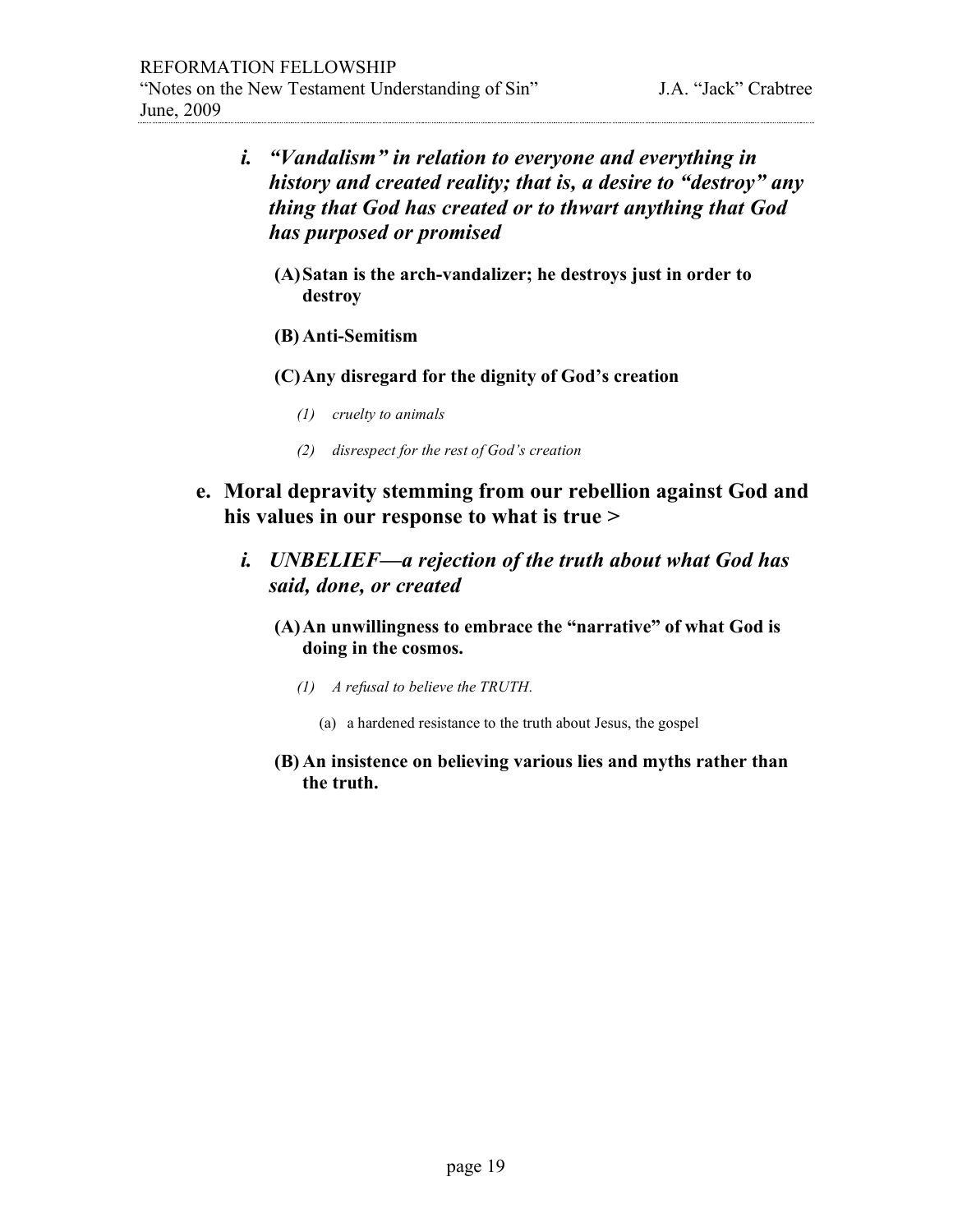*i. **"Vandalism" in relation to everyone and everything in history and created reality; that is, a desire to "destroy" any thing that God has created or to thwart anything that God has purposed or promised***

**(A) Satan is the arch-vandalizer; he destroys just in order to destroy**

**(B) Anti-Semitism**

**(C) Any disregard for the dignity of God's creation**

*(1) cruelty to animals*

*(2) disrespect for the rest of God's creation*

**e. Moral depravity stemming from our rebellion against God and his values in our response to what is true >**

*i. **UNBELIEF—a rejection of the truth about what God has said, done, or created***

**(A) An unwillingness to embrace the "narrative" of what God is doing in the cosmos.**

*(1) A refusal to believe the TRUTH.*

(a) a hardened resistance to the truth about Jesus, the gospel

**(B) An insistence on believing various lies and myths rather than the truth.**